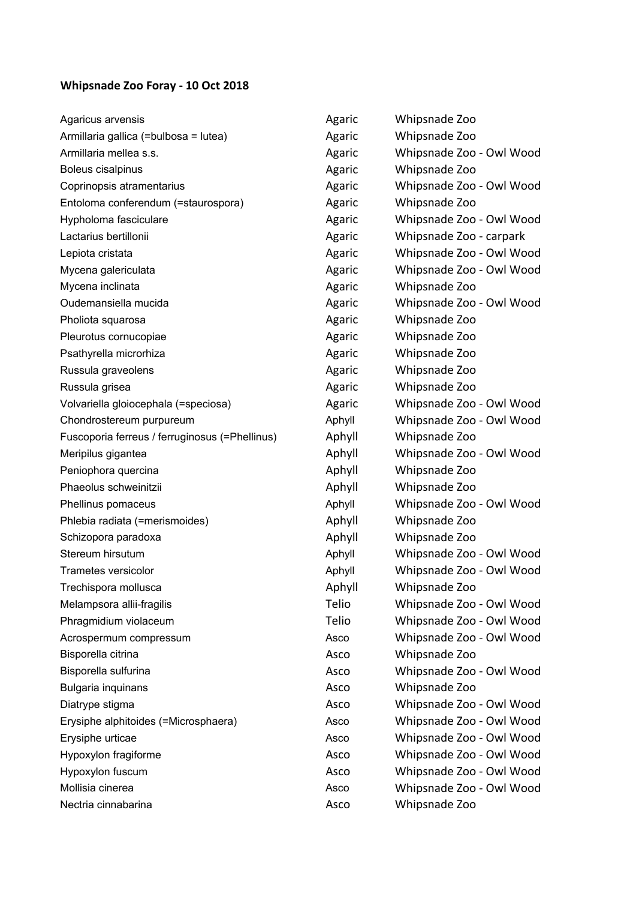**Whipsnade Zoo Foray - 10 Oct 2018**

| | | |
|---|---|---|
| Agaricus arvensis | Agaric | Whipsnade Zoo |
| Armillaria gallica (=bulbosa = lutea) | Agaric | Whipsnade Zoo |
| Armillaria mellea s.s. | Agaric | Whipsnade Zoo - Owl Wood |
| Boleus cisalpinus | Agaric | Whipsnade Zoo |
| Coprinopsis atramentarius | Agaric | Whipsnade Zoo - Owl Wood |
| Entoloma conferendum (=staurospora) | Agaric | Whipsnade Zoo |
| Hypholoma fasciculare | Agaric | Whipsnade Zoo - Owl Wood |
| Lactarius bertillonii | Agaric | Whipsnade Zoo - carpark |
| Lepiota cristata | Agaric | Whipsnade Zoo - Owl Wood |
| Mycena galericulata | Agaric | Whipsnade Zoo - Owl Wood |
| Mycena inclinata | Agaric | Whipsnade Zoo |
| Oudemansiella mucida | Agaric | Whipsnade Zoo - Owl Wood |
| Pholiota squarosa | Agaric | Whipsnade Zoo |
| Pleurotus cornucopiae | Agaric | Whipsnade Zoo |
| Psathyrella microrhiza | Agaric | Whipsnade Zoo |
| Russula graveolens | Agaric | Whipsnade Zoo |
| Russula grisea | Agaric | Whipsnade Zoo |
| Volvariella gloiocephala (=speciosa) | Agaric | Whipsnade Zoo - Owl Wood |
| Chondrostereum purpureum | Aphyll | Whipsnade Zoo - Owl Wood |
| Fuscoporia ferreus / ferruginosus (=Phellinus) | Aphyll | Whipsnade Zoo |
| Meripilus gigantea | Aphyll | Whipsnade Zoo - Owl Wood |
| Peniophora quercina | Aphyll | Whipsnade Zoo |
| Phaeolus schweinitzii | Aphyll | Whipsnade Zoo |
| Phellinus pomaceus | Aphyll | Whipsnade Zoo - Owl Wood |
| Phlebia radiata (=merismoides) | Aphyll | Whipsnade Zoo |
| Schizopora paradoxa | Aphyll | Whipsnade Zoo |
| Stereum hirsutum | Aphyll | Whipsnade Zoo - Owl Wood |
| Trametes versicolor | Aphyll | Whipsnade Zoo - Owl Wood |
| Trechispora mollusca | Aphyll | Whipsnade Zoo |
| Melampsora allii-fragilis | Telio | Whipsnade Zoo - Owl Wood |
| Phragmidium violaceum | Telio | Whipsnade Zoo - Owl Wood |
| Acrospermum compressum | Asco | Whipsnade Zoo - Owl Wood |
| Bisporella citrina | Asco | Whipsnade Zoo |
| Bisporella sulfurina | Asco | Whipsnade Zoo - Owl Wood |
| Bulgaria inquinans | Asco | Whipsnade Zoo |
| Diatrype stigma | Asco | Whipsnade Zoo - Owl Wood |
| Erysiphe alphitoides (=Microsphaera) | Asco | Whipsnade Zoo - Owl Wood |
| Erysiphe urticae | Asco | Whipsnade Zoo - Owl Wood |
| Hypoxylon fragiforme | Asco | Whipsnade Zoo - Owl Wood |
| Hypoxylon fuscum | Asco | Whipsnade Zoo - Owl Wood |
| Mollisia cinerea | Asco | Whipsnade Zoo - Owl Wood |
| Nectria cinnabarina | Asco | Whipsnade Zoo |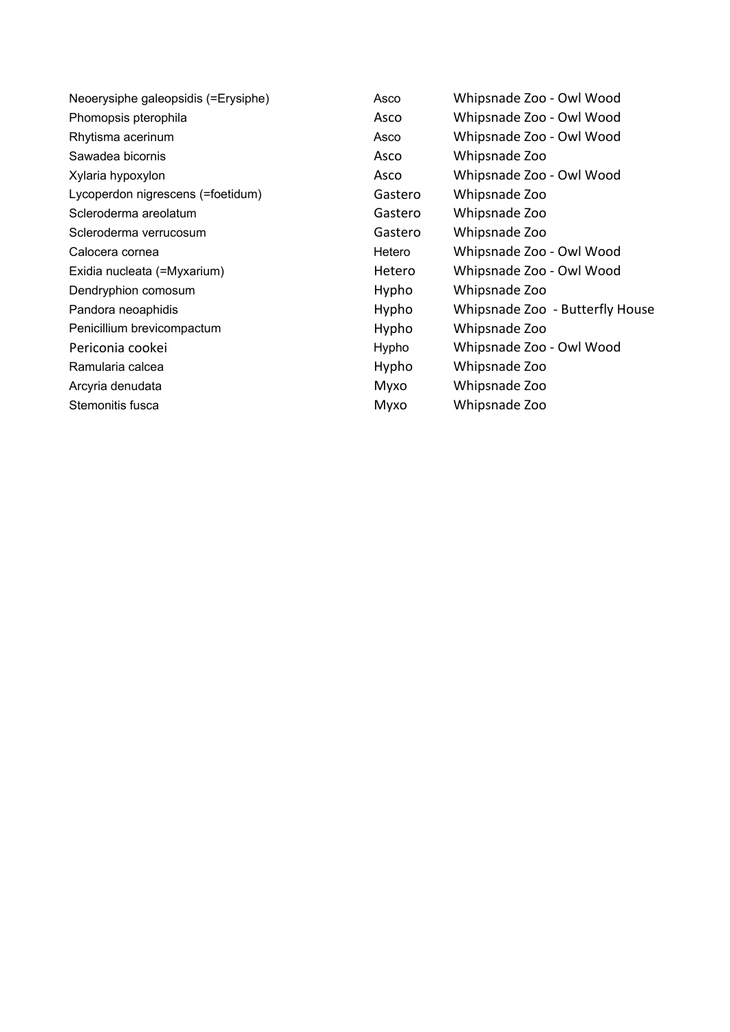| | | |
|---|---|---|
| Neoerysiphe galeopsidis (=Erysiphe) | Asco | Whipsnade Zoo - Owl Wood |
| Phomopsis pterophila | Asco | Whipsnade Zoo - Owl Wood |
| Rhytisma acerinum | Asco | Whipsnade Zoo - Owl Wood |
| Sawadea bicornis | Asco | Whipsnade Zoo |
| Xylaria hypoxylon | Asco | Whipsnade Zoo - Owl Wood |
| Lycoperdon nigrescens (=foetidum) | Gastero | Whipsnade Zoo |
| Scleroderma areolatum | Gastero | Whipsnade Zoo |
| Scleroderma verrucosum | Gastero | Whipsnade Zoo |
| Calocera cornea | Hetero | Whipsnade Zoo - Owl Wood |
| Exidia nucleata (=Myxarium) | Hetero | Whipsnade Zoo - Owl Wood |
| Dendryphion comosum | Hypho | Whipsnade Zoo |
| Pandora neoaphidis | Hypho | Whipsnade Zoo - Butterfly House |
| Penicillium brevicompactum | Hypho | Whipsnade Zoo |
| Periconia cookei | Hypho | Whipsnade Zoo - Owl Wood |
| Ramularia calcea | Hypho | Whipsnade Zoo |
| Arcyria denudata | Myxo | Whipsnade Zoo |
| Stemonitis fusca | Myxo | Whipsnade Zoo |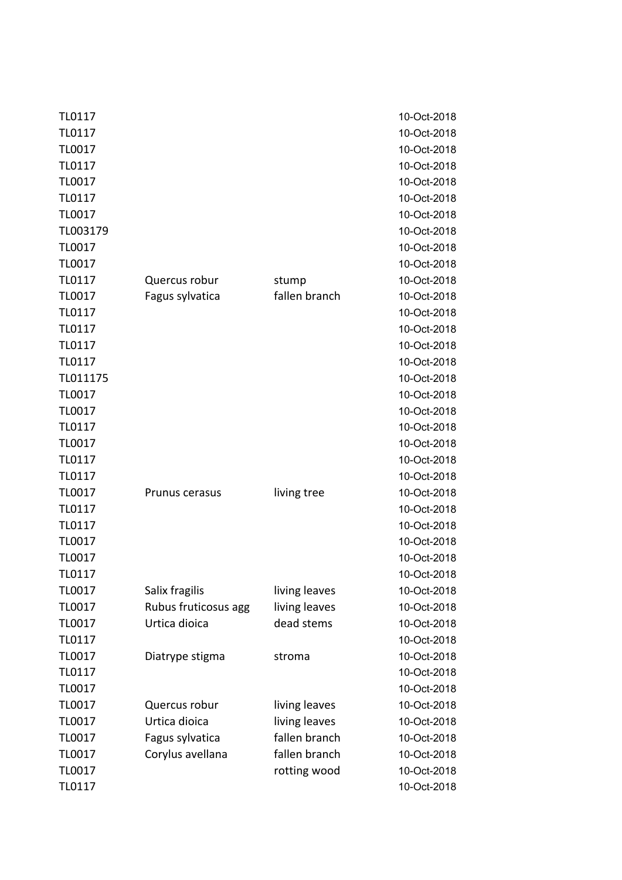| | | | |
|---|---|---|---|
| TL0117 | | | 10-Oct-2018 |
| TL0117 | | | 10-Oct-2018 |
| TL0017 | | | 10-Oct-2018 |
| TL0117 | | | 10-Oct-2018 |
| TL0017 | | | 10-Oct-2018 |
| TL0117 | | | 10-Oct-2018 |
| TL0017 | | | 10-Oct-2018 |
| TL003179 | | | 10-Oct-2018 |
| TL0017 | | | 10-Oct-2018 |
| TL0017 | | | 10-Oct-2018 |
| TL0117 | Quercus robur | stump | 10-Oct-2018 |
| TL0017 | Fagus sylvatica | fallen branch | 10-Oct-2018 |
| TL0117 | | | 10-Oct-2018 |
| TL0117 | | | 10-Oct-2018 |
| TL0117 | | | 10-Oct-2018 |
| TL0117 | | | 10-Oct-2018 |
| TL011175 | | | 10-Oct-2018 |
| TL0017 | | | 10-Oct-2018 |
| TL0017 | | | 10-Oct-2018 |
| TL0117 | | | 10-Oct-2018 |
| TL0017 | | | 10-Oct-2018 |
| TL0117 | | | 10-Oct-2018 |
| TL0117 | | | 10-Oct-2018 |
| TL0017 | Prunus cerasus | living tree | 10-Oct-2018 |
| TL0117 | | | 10-Oct-2018 |
| TL0117 | | | 10-Oct-2018 |
| TL0017 | | | 10-Oct-2018 |
| TL0017 | | | 10-Oct-2018 |
| TL0117 | | | 10-Oct-2018 |
| TL0017 | Salix fragilis | living leaves | 10-Oct-2018 |
| TL0017 | Rubus fruticosus agg | living leaves | 10-Oct-2018 |
| TL0017 | Urtica dioica | dead stems | 10-Oct-2018 |
| TL0117 | | | 10-Oct-2018 |
| TL0017 | Diatrype stigma | stroma | 10-Oct-2018 |
| TL0117 | | | 10-Oct-2018 |
| TL0017 | | | 10-Oct-2018 |
| TL0017 | Quercus robur | living leaves | 10-Oct-2018 |
| TL0017 | Urtica dioica | living leaves | 10-Oct-2018 |
| TL0017 | Fagus sylvatica | fallen branch | 10-Oct-2018 |
| TL0017 | Corylus avellana | fallen branch | 10-Oct-2018 |
| TL0017 | | rotting wood | 10-Oct-2018 |
| TL0117 | | | 10-Oct-2018 |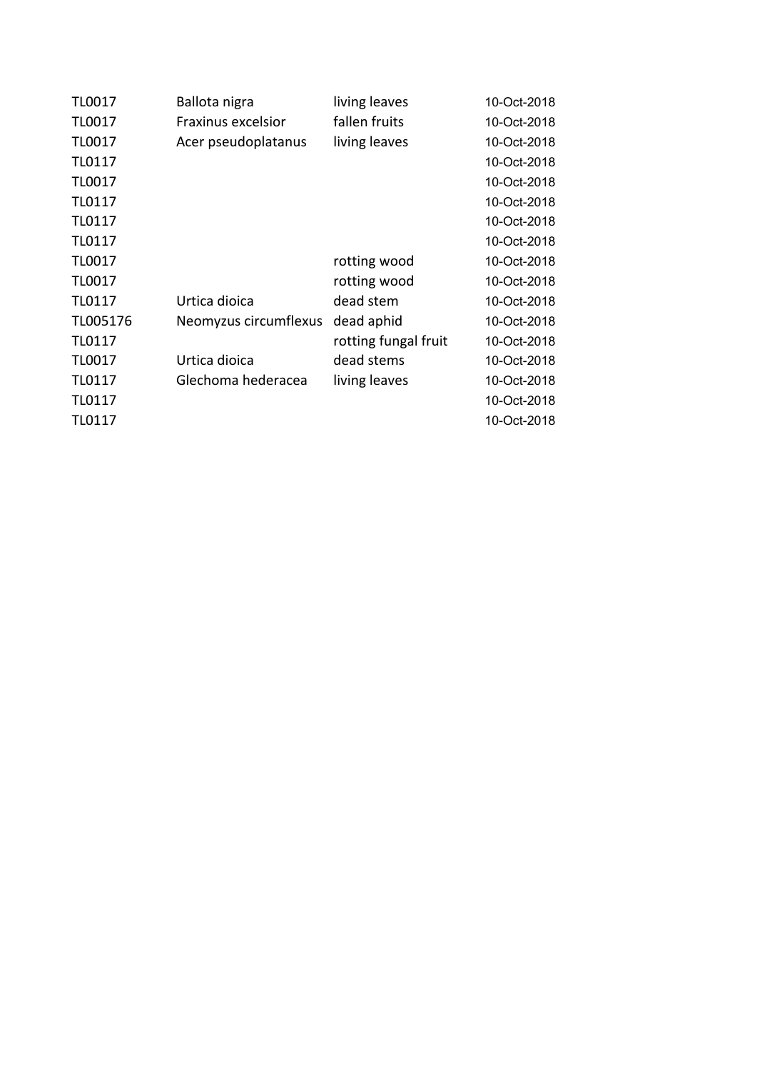| | | | |
|---|---|---|---|
| TL0017 | Ballota nigra | living leaves | 10-Oct-2018 |
| TL0017 | Fraxinus excelsior | fallen fruits | 10-Oct-2018 |
| TL0017 | Acer pseudoplatanus | living leaves | 10-Oct-2018 |
| TL0117 | | | 10-Oct-2018 |
| TL0017 | | | 10-Oct-2018 |
| TL0117 | | | 10-Oct-2018 |
| TL0117 | | | 10-Oct-2018 |
| TL0117 | | | 10-Oct-2018 |
| TL0017 | | rotting wood | 10-Oct-2018 |
| TL0017 | | rotting wood | 10-Oct-2018 |
| TL0117 | Urtica dioica | dead stem | 10-Oct-2018 |
| TL005176 | Neomyzus circumflexus | dead aphid | 10-Oct-2018 |
| TL0117 | | rotting fungal fruit | 10-Oct-2018 |
| TL0017 | Urtica dioica | dead stems | 10-Oct-2018 |
| TL0117 | Glechoma hederacea | living leaves | 10-Oct-2018 |
| TL0117 | | | 10-Oct-2018 |
| TL0117 | | | 10-Oct-2018 |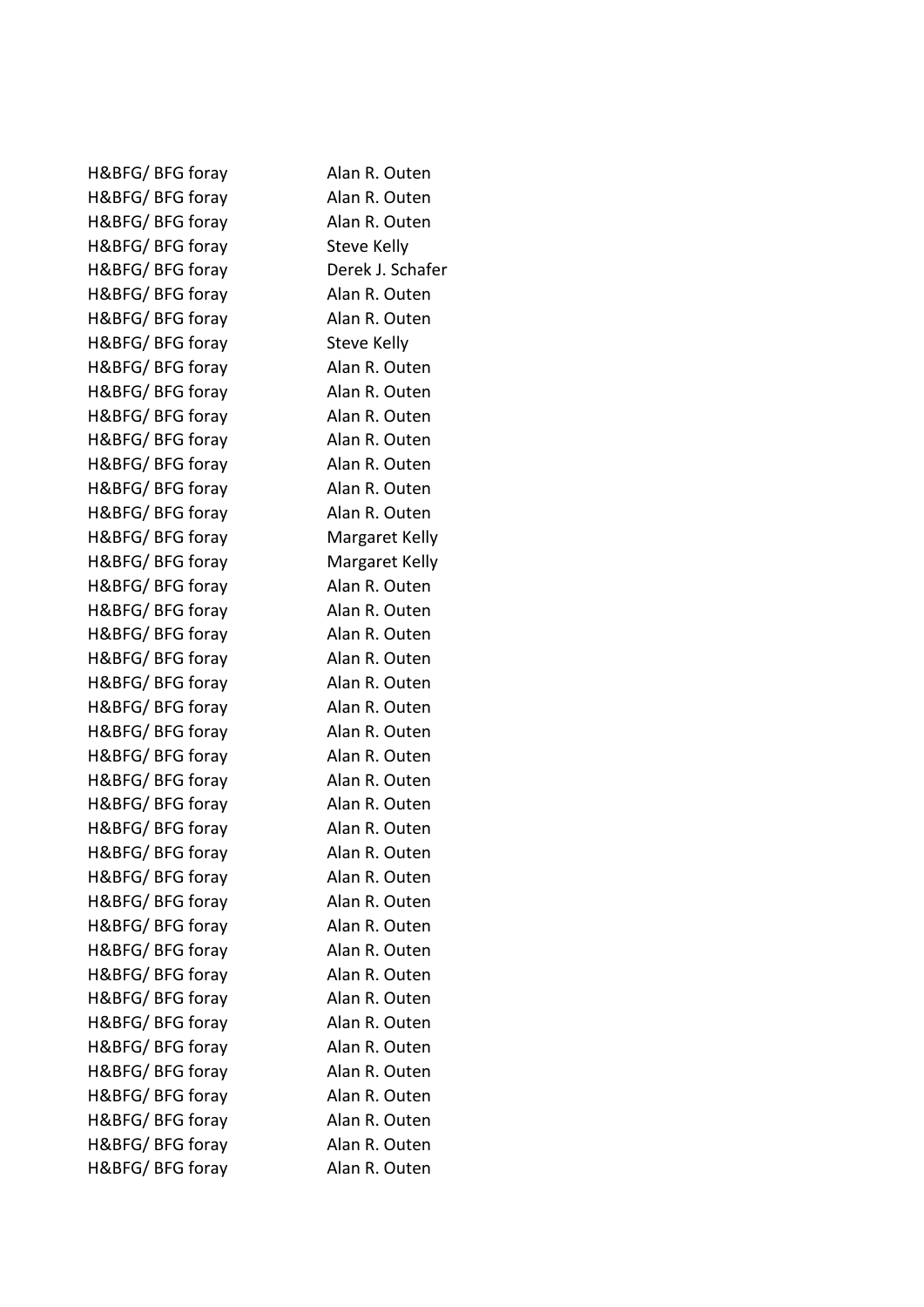| | |
|---|---|
| H&BFG/ BFG foray | Alan R. Outen |
| H&BFG/ BFG foray | Alan R. Outen |
| H&BFG/ BFG foray | Alan R. Outen |
| H&BFG/ BFG foray | Steve Kelly |
| H&BFG/ BFG foray | Derek J. Schafer |
| H&BFG/ BFG foray | Alan R. Outen |
| H&BFG/ BFG foray | Alan R. Outen |
| H&BFG/ BFG foray | Steve Kelly |
| H&BFG/ BFG foray | Alan R. Outen |
| H&BFG/ BFG foray | Alan R. Outen |
| H&BFG/ BFG foray | Alan R. Outen |
| H&BFG/ BFG foray | Alan R. Outen |
| H&BFG/ BFG foray | Alan R. Outen |
| H&BFG/ BFG foray | Alan R. Outen |
| H&BFG/ BFG foray | Alan R. Outen |
| H&BFG/ BFG foray | Margaret Kelly |
| H&BFG/ BFG foray | Margaret Kelly |
| H&BFG/ BFG foray | Alan R. Outen |
| H&BFG/ BFG foray | Alan R. Outen |
| H&BFG/ BFG foray | Alan R. Outen |
| H&BFG/ BFG foray | Alan R. Outen |
| H&BFG/ BFG foray | Alan R. Outen |
| H&BFG/ BFG foray | Alan R. Outen |
| H&BFG/ BFG foray | Alan R. Outen |
| H&BFG/ BFG foray | Alan R. Outen |
| H&BFG/ BFG foray | Alan R. Outen |
| H&BFG/ BFG foray | Alan R. Outen |
| H&BFG/ BFG foray | Alan R. Outen |
| H&BFG/ BFG foray | Alan R. Outen |
| H&BFG/ BFG foray | Alan R. Outen |
| H&BFG/ BFG foray | Alan R. Outen |
| H&BFG/ BFG foray | Alan R. Outen |
| H&BFG/ BFG foray | Alan R. Outen |
| H&BFG/ BFG foray | Alan R. Outen |
| H&BFG/ BFG foray | Alan R. Outen |
| H&BFG/ BFG foray | Alan R. Outen |
| H&BFG/ BFG foray | Alan R. Outen |
| H&BFG/ BFG foray | Alan R. Outen |
| H&BFG/ BFG foray | Alan R. Outen |
| H&BFG/ BFG foray | Alan R. Outen |
| H&BFG/ BFG foray | Alan R. Outen |
| H&BFG/ BFG foray | Alan R. Outen |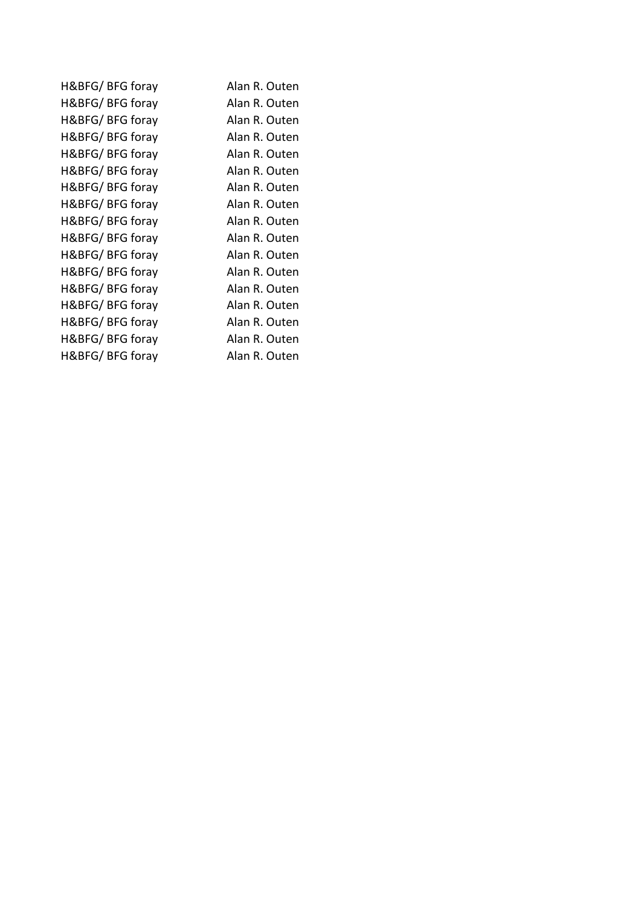| | |
|---|---|
| H&BFG/ BFG foray | Alan R. Outen |
| H&BFG/ BFG foray | Alan R. Outen |
| H&BFG/ BFG foray | Alan R. Outen |
| H&BFG/ BFG foray | Alan R. Outen |
| H&BFG/ BFG foray | Alan R. Outen |
| H&BFG/ BFG foray | Alan R. Outen |
| H&BFG/ BFG foray | Alan R. Outen |
| H&BFG/ BFG foray | Alan R. Outen |
| H&BFG/ BFG foray | Alan R. Outen |
| H&BFG/ BFG foray | Alan R. Outen |
| H&BFG/ BFG foray | Alan R. Outen |
| H&BFG/ BFG foray | Alan R. Outen |
| H&BFG/ BFG foray | Alan R. Outen |
| H&BFG/ BFG foray | Alan R. Outen |
| H&BFG/ BFG foray | Alan R. Outen |
| H&BFG/ BFG foray | Alan R. Outen |
| H&BFG/ BFG foray | Alan R. Outen |